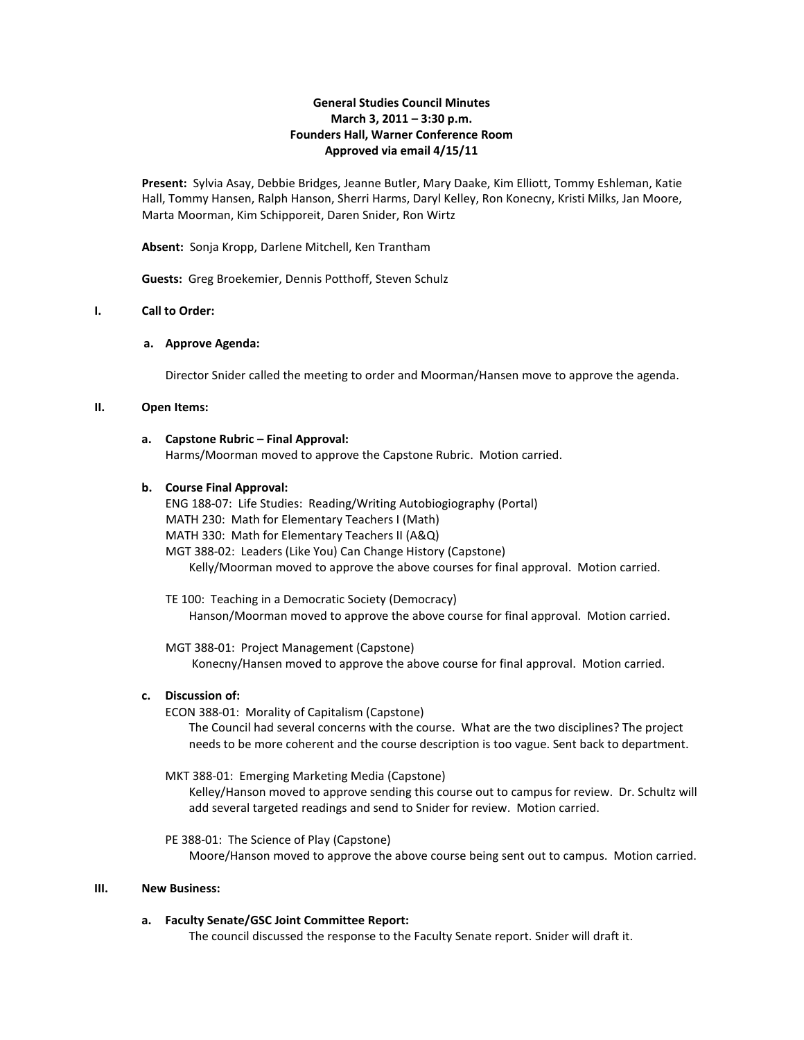# General Studies Council Minutes
## March 3, 2011 – 3:30 p.m.
## Founders Hall, Warner Conference Room
## Approved via email 4/15/11

**Present:** Sylvia Asay, Debbie Bridges, Jeanne Butler, Mary Daake, Kim Elliott, Tommy Eshleman, Katie Hall, Tommy Hansen, Ralph Hanson, Sherri Harms, Daryl Kelley, Ron Konecny, Kristi Milks, Jan Moore, Marta Moorman, Kim Schipporeit, Daren Snider, Ron Wirtz

**Absent:** Sonja Kropp, Darlene Mitchell, Ken Trantham

**Guests:** Greg Broekemier, Dennis Potthoff, Steven Schulz

### I. Call to Order:

**a. Approve Agenda:**

Director Snider called the meeting to order and Moorman/Hansen move to approve the agenda.

### II. Open Items:

**a. Capstone Rubric – Final Approval:**

Harms/Moorman moved to approve the Capstone Rubric. Motion carried.

**b. Course Final Approval:**

ENG 188-07: Life Studies: Reading/Writing Autobiogiography (Portal)
MATH 230: Math for Elementary Teachers I (Math)
MATH 330: Math for Elementary Teachers II (A&Q)
MGT 388-02: Leaders (Like You) Can Change History (Capstone)

Kelly/Moorman moved to approve the above courses for final approval. Motion carried.

TE 100: Teaching in a Democratic Society (Democracy)

Hanson/Moorman moved to approve the above course for final approval. Motion carried.

MGT 388-01: Project Management (Capstone)

Konecny/Hansen moved to approve the above course for final approval. Motion carried.

**c. Discussion of:**

ECON 388-01: Morality of Capitalism (Capstone)

The Council had several concerns with the course. What are the two disciplines? The project needs to be more coherent and the course description is too vague. Sent back to department.

MKT 388-01: Emerging Marketing Media (Capstone)

Kelley/Hanson moved to approve sending this course out to campus for review. Dr. Schultz will add several targeted readings and send to Snider for review. Motion carried.

PE 388-01: The Science of Play (Capstone)

Moore/Hanson moved to approve the above course being sent out to campus. Motion carried.

### III. New Business:

**a. Faculty Senate/GSC Joint Committee Report:**

The council discussed the response to the Faculty Senate report. Snider will draft it.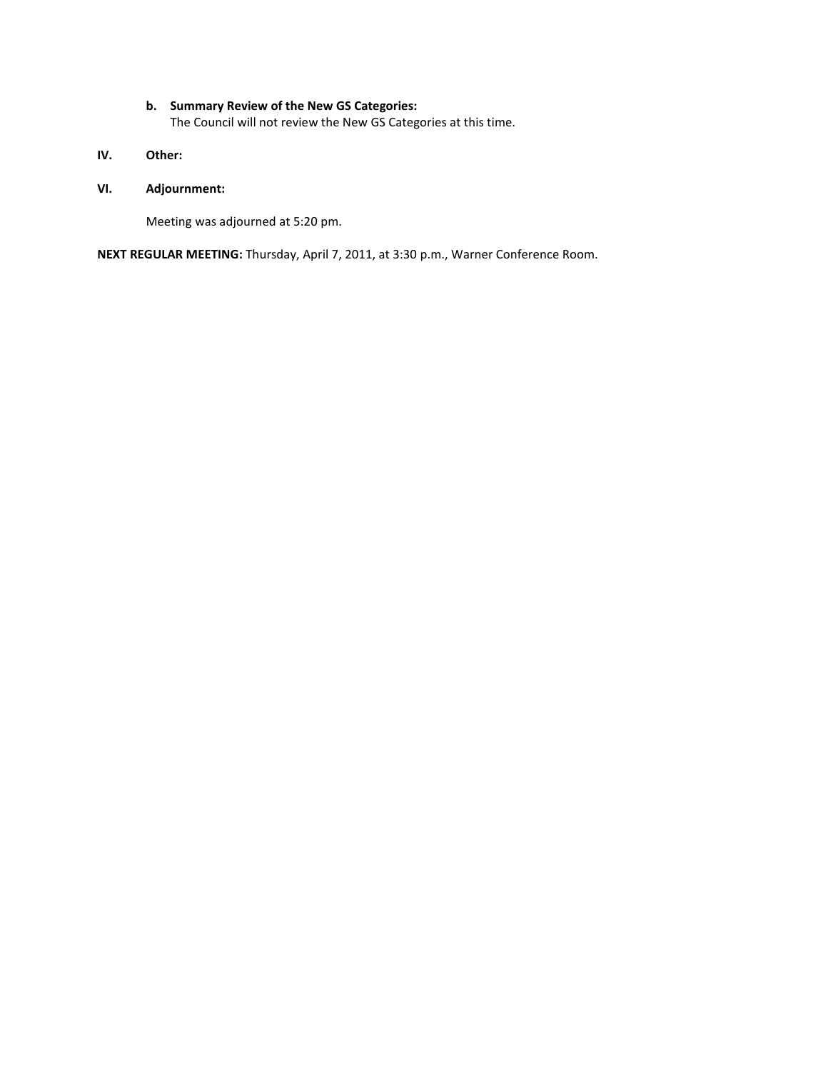**b. Summary Review of the New GS Categories:**
The Council will not review the New GS Categories at this time.

**IV. Other:**

**VI. Adjournment:**

Meeting was adjourned at 5:20 pm.

**NEXT REGULAR MEETING:** Thursday, April 7, 2011, at 3:30 p.m., Warner Conference Room.